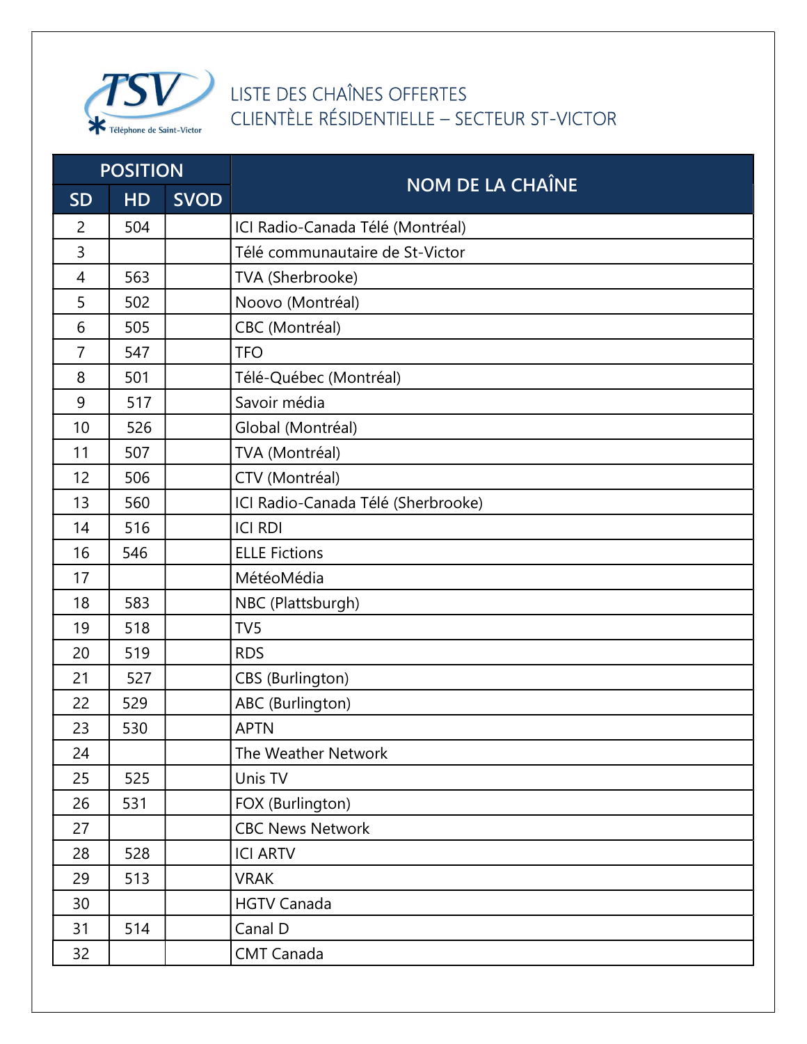TSV
Téléphone de Saint-Victor

# LISTE DES CHAÎNES OFFERTES
## CLIENTÈLE RÉSIDENTIELLE – SECTEUR ST-VICTOR

| POSITION | | | NOM DE LA CHAÎNE |
|---|---|---|---|
| SD | HD | SVOD | |
| 2 | 504 | | ICI Radio-Canada Télé (Montréal) |
| 3 | | | Télé communautaire de St-Victor |
| 4 | 563 | | TVA (Sherbrooke) |
| 5 | 502 | | Noovo (Montréal) |
| 6 | 505 | | CBC (Montréal) |
| 7 | 547 | | TFO |
| 8 | 501 | | Télé-Québec (Montréal) |
| 9 | 517 | | Savoir média |
| 10 | 526 | | Global (Montréal) |
| 11 | 507 | | TVA (Montréal) |
| 12 | 506 | | CTV (Montréal) |
| 13 | 560 | | ICI Radio-Canada Télé (Sherbrooke) |
| 14 | 516 | | ICI RDI |
| 16 | 546 | | ELLE Fictions |
| 17 | | | MétéoMédia |
| 18 | 583 | | NBC (Plattsburgh) |
| 19 | 518 | | TV5 |
| 20 | 519 | | RDS |
| 21 | 527 | | CBS (Burlington) |
| 22 | 529 | | ABC (Burlington) |
| 23 | 530 | | APTN |
| 24 | | | The Weather Network |
| 25 | 525 | | Unis TV |
| 26 | 531 | | FOX (Burlington) |
| 27 | | | CBC News Network |
| 28 | 528 | | ICI ARTV |
| 29 | 513 | | VRAK |
| 30 | | | HGTV Canada |
| 31 | 514 | | Canal D |
| 32 | | | CMT Canada |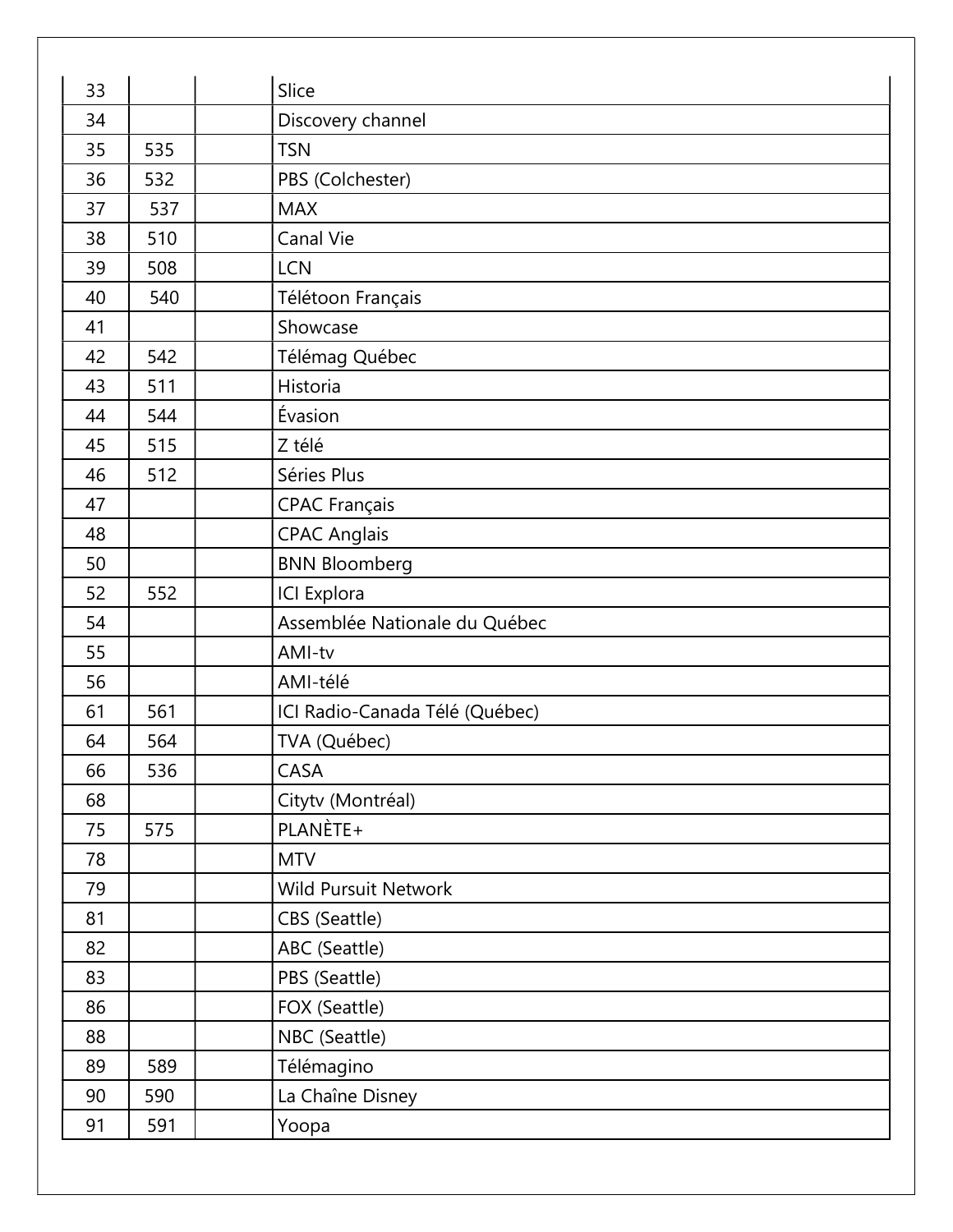| | | | |
|---|---|---|---|
| 33 | | | Slice |
| 34 | | | Discovery channel |
| 35 | 535 | | TSN |
| 36 | 532 | | PBS (Colchester) |
| 37 | 537 | | MAX |
| 38 | 510 | | Canal Vie |
| 39 | 508 | | LCN |
| 40 | 540 | | Télétoon Français |
| 41 | | | Showcase |
| 42 | 542 | | Télémag Québec |
| 43 | 511 | | Historia |
| 44 | 544 | | Évasion |
| 45 | 515 | | Z télé |
| 46 | 512 | | Séries Plus |
| 47 | | | CPAC Français |
| 48 | | | CPAC Anglais |
| 50 | | | BNN Bloomberg |
| 52 | 552 | | ICI Explora |
| 54 | | | Assemblée Nationale du Québec |
| 55 | | | AMI-tv |
| 56 | | | AMI-télé |
| 61 | 561 | | ICI Radio-Canada Télé (Québec) |
| 64 | 564 | | TVA (Québec) |
| 66 | 536 | | CASA |
| 68 | | | Citytv (Montréal) |
| 75 | 575 | | PLANÈTE+ |
| 78 | | | MTV |
| 79 | | | Wild Pursuit Network |
| 81 | | | CBS (Seattle) |
| 82 | | | ABC (Seattle) |
| 83 | | | PBS (Seattle) |
| 86 | | | FOX (Seattle) |
| 88 | | | NBC (Seattle) |
| 89 | 589 | | Télémagino |
| 90 | 590 | | La Chaîne Disney |
| 91 | 591 | | Yoopa |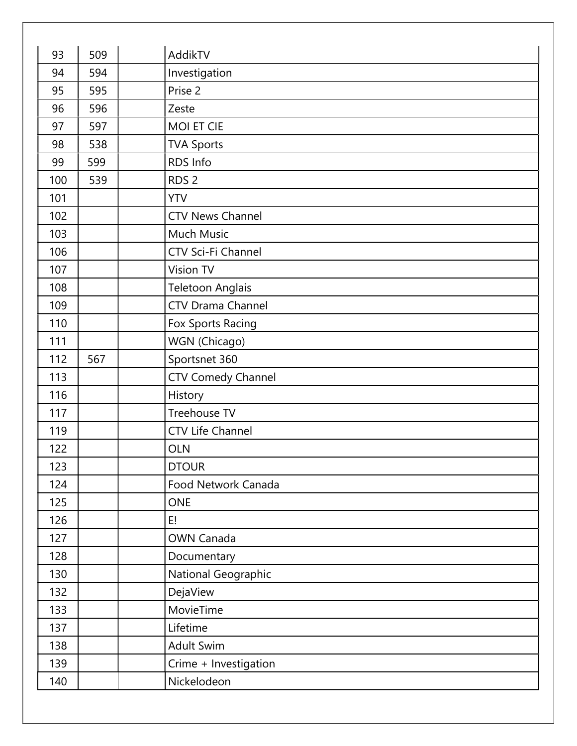| | | | |
|---|---|---|---|
| 93 | 509 | | AddikTV |
| 94 | 594 | | Investigation |
| 95 | 595 | | Prise 2 |
| 96 | 596 | | Zeste |
| 97 | 597 | | MOI ET CIE |
| 98 | 538 | | TVA Sports |
| 99 | 599 | | RDS Info |
| 100 | 539 | | RDS 2 |
| 101 | | | YTV |
| 102 | | | CTV News Channel |
| 103 | | | Much Music |
| 106 | | | CTV Sci-Fi Channel |
| 107 | | | Vision TV |
| 108 | | | Teletoon Anglais |
| 109 | | | CTV Drama Channel |
| 110 | | | Fox Sports Racing |
| 111 | | | WGN (Chicago) |
| 112 | 567 | | Sportsnet 360 |
| 113 | | | CTV Comedy Channel |
| 116 | | | History |
| 117 | | | Treehouse TV |
| 119 | | | CTV Life Channel |
| 122 | | | OLN |
| 123 | | | DTOUR |
| 124 | | | Food Network Canada |
| 125 | | | ONE |
| 126 | | | E! |
| 127 | | | OWN Canada |
| 128 | | | Documentary |
| 130 | | | National Geographic |
| 132 | | | DejaView |
| 133 | | | MovieTime |
| 137 | | | Lifetime |
| 138 | | | Adult Swim |
| 139 | | | Crime + Investigation |
| 140 | | | Nickelodeon |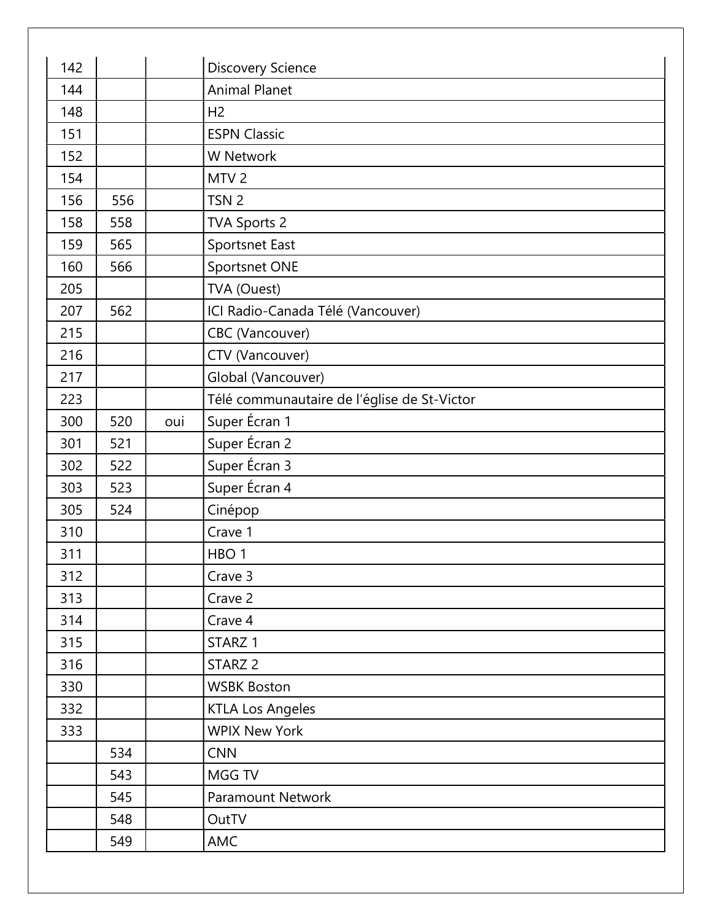| | | | |
|---|---|---|---|
| 142 | | | Discovery Science |
| 144 | | | Animal Planet |
| 148 | | | H2 |
| 151 | | | ESPN Classic |
| 152 | | | W Network |
| 154 | | | MTV 2 |
| 156 | 556 | | TSN 2 |
| 158 | 558 | | TVA Sports 2 |
| 159 | 565 | | Sportsnet East |
| 160 | 566 | | Sportsnet ONE |
| 205 | | | TVA (Ouest) |
| 207 | 562 | | ICI Radio-Canada Télé (Vancouver) |
| 215 | | | CBC (Vancouver) |
| 216 | | | CTV (Vancouver) |
| 217 | | | Global (Vancouver) |
| 223 | | | Télé communautaire de l'église de St-Victor |
| 300 | 520 | oui | Super Écran 1 |
| 301 | 521 | | Super Écran 2 |
| 302 | 522 | | Super Écran 3 |
| 303 | 523 | | Super Écran 4 |
| 305 | 524 | | Cinépop |
| 310 | | | Crave 1 |
| 311 | | | HBO 1 |
| 312 | | | Crave 3 |
| 313 | | | Crave 2 |
| 314 | | | Crave 4 |
| 315 | | | STARZ 1 |
| 316 | | | STARZ 2 |
| 330 | | | WSBK Boston |
| 332 | | | KTLA Los Angeles |
| 333 | | | WPIX New York |
| | 534 | | CNN |
| | 543 | | MGG TV |
| | 545 | | Paramount Network |
| | 548 | | OutTV |
| | 549 | | AMC |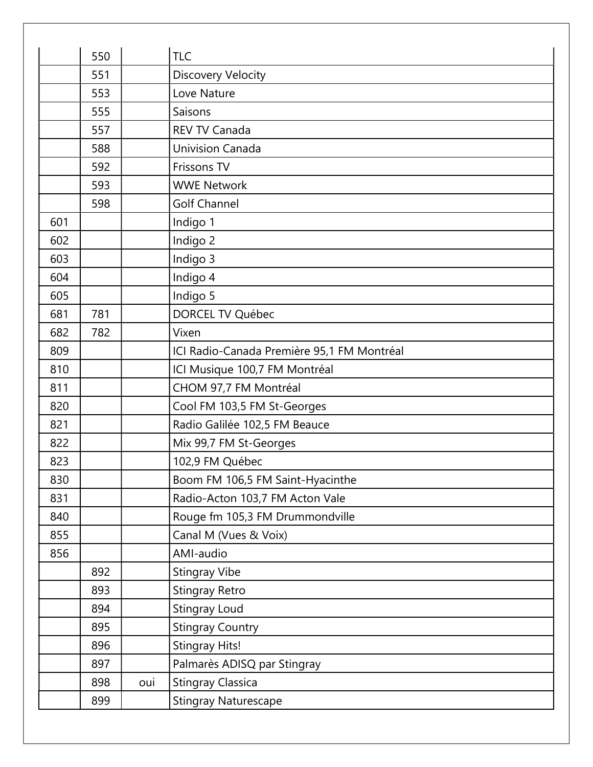| | | | |
|---|---|---|---|
| | 550 | | TLC |
| | 551 | | Discovery Velocity |
| | 553 | | Love Nature |
| | 555 | | Saisons |
| | 557 | | REV TV Canada |
| | 588 | | Univision Canada |
| | 592 | | Frissons TV |
| | 593 | | WWE Network |
| | 598 | | Golf Channel |
| 601 | | | Indigo 1 |
| 602 | | | Indigo 2 |
| 603 | | | Indigo 3 |
| 604 | | | Indigo 4 |
| 605 | | | Indigo 5 |
| 681 | 781 | | DORCEL TV Québec |
| 682 | 782 | | Vixen |
| 809 | | | ICI Radio-Canada Première 95,1 FM Montréal |
| 810 | | | ICI Musique 100,7 FM Montréal |
| 811 | | | CHOM 97,7 FM Montréal |
| 820 | | | Cool FM 103,5 FM St-Georges |
| 821 | | | Radio Galilée 102,5 FM Beauce |
| 822 | | | Mix 99,7 FM St-Georges |
| 823 | | | 102,9 FM Québec |
| 830 | | | Boom FM 106,5 FM Saint-Hyacinthe |
| 831 | | | Radio-Acton 103,7 FM Acton Vale |
| 840 | | | Rouge fm 105,3 FM Drummondville |
| 855 | | | Canal M (Vues & Voix) |
| 856 | | | AMI-audio |
| | 892 | | Stingray Vibe |
| | 893 | | Stingray Retro |
| | 894 | | Stingray Loud |
| | 895 | | Stingray Country |
| | 896 | | Stingray Hits! |
| | 897 | | Palmarès ADISQ par Stingray |
| | 898 | oui | Stingray Classica |
| | 899 | | Stingray Naturescape |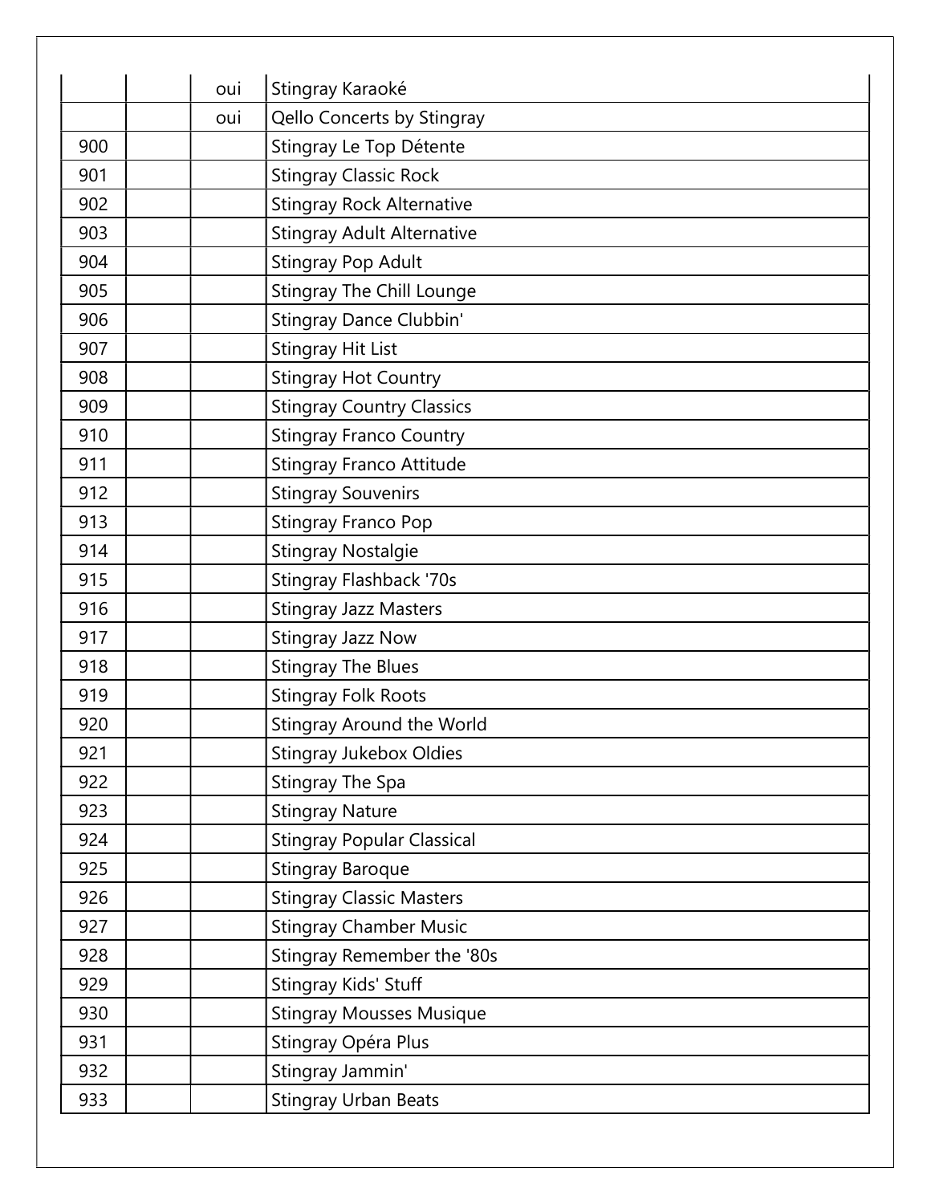| | | | |
|---|---|---|---|
| | | oui | Stingray Karaoké |
| | | oui | Qello Concerts by Stingray |
| 900 | | | Stingray Le Top Détente |
| 901 | | | Stingray Classic Rock |
| 902 | | | Stingray Rock Alternative |
| 903 | | | Stingray Adult Alternative |
| 904 | | | Stingray Pop Adult |
| 905 | | | Stingray The Chill Lounge |
| 906 | | | Stingray Dance Clubbin' |
| 907 | | | Stingray Hit List |
| 908 | | | Stingray Hot Country |
| 909 | | | Stingray Country Classics |
| 910 | | | Stingray Franco Country |
| 911 | | | Stingray Franco Attitude |
| 912 | | | Stingray Souvenirs |
| 913 | | | Stingray Franco Pop |
| 914 | | | Stingray Nostalgie |
| 915 | | | Stingray Flashback '70s |
| 916 | | | Stingray Jazz Masters |
| 917 | | | Stingray Jazz Now |
| 918 | | | Stingray The Blues |
| 919 | | | Stingray Folk Roots |
| 920 | | | Stingray Around the World |
| 921 | | | Stingray Jukebox Oldies |
| 922 | | | Stingray The Spa |
| 923 | | | Stingray Nature |
| 924 | | | Stingray Popular Classical |
| 925 | | | Stingray Baroque |
| 926 | | | Stingray Classic Masters |
| 927 | | | Stingray Chamber Music |
| 928 | | | Stingray Remember the '80s |
| 929 | | | Stingray Kids' Stuff |
| 930 | | | Stingray Mousses Musique |
| 931 | | | Stingray Opéra Plus |
| 932 | | | Stingray Jammin' |
| 933 | | | Stingray Urban Beats |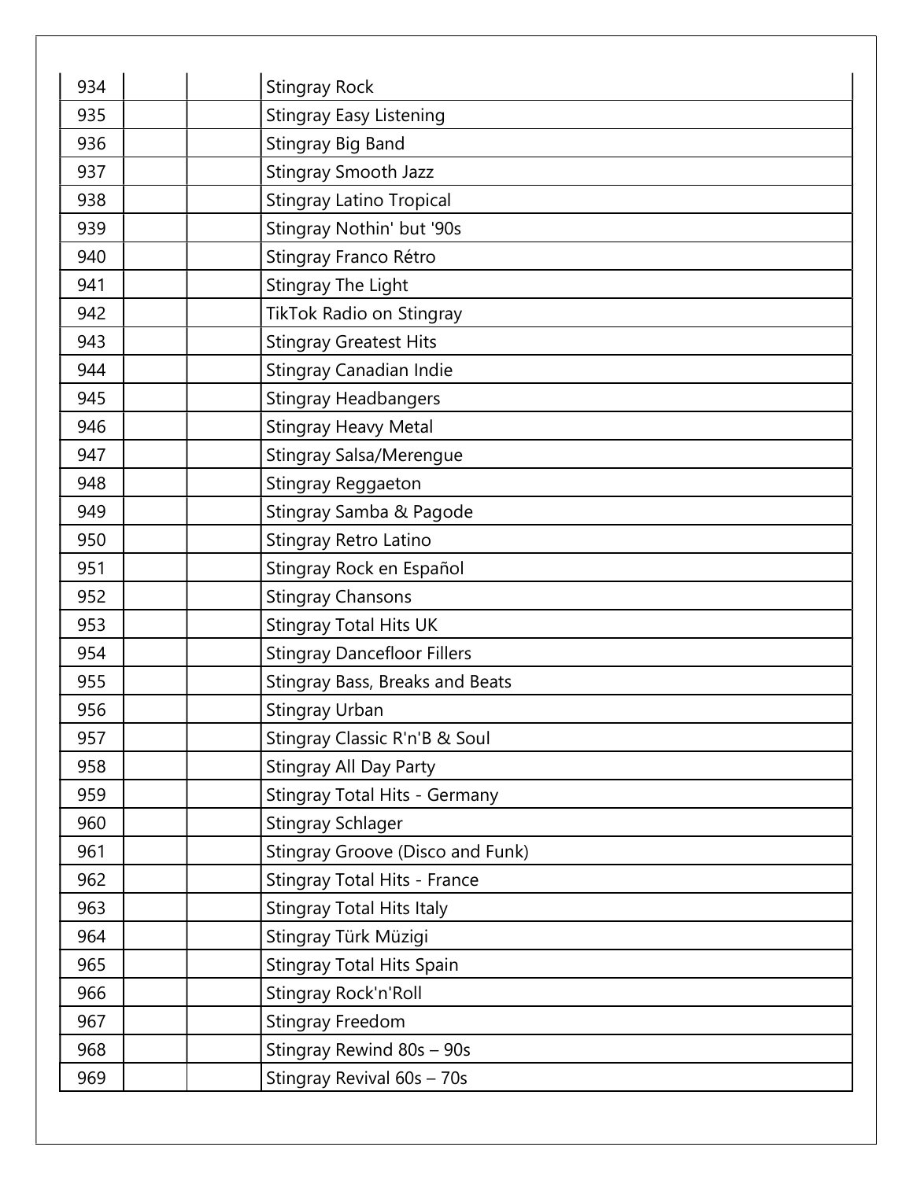| 934 | | | Stingray Rock |
|---|---|---|---|
| 935 | | | Stingray Easy Listening |
| 936 | | | Stingray Big Band |
| 937 | | | Stingray Smooth Jazz |
| 938 | | | Stingray Latino Tropical |
| 939 | | | Stingray Nothin' but '90s |
| 940 | | | Stingray Franco Rétro |
| 941 | | | Stingray The Light |
| 942 | | | TikTok Radio on Stingray |
| 943 | | | Stingray Greatest Hits |
| 944 | | | Stingray Canadian Indie |
| 945 | | | Stingray Headbangers |
| 946 | | | Stingray Heavy Metal |
| 947 | | | Stingray Salsa/Merengue |
| 948 | | | Stingray Reggaeton |
| 949 | | | Stingray Samba & Pagode |
| 950 | | | Stingray Retro Latino |
| 951 | | | Stingray Rock en Español |
| 952 | | | Stingray Chansons |
| 953 | | | Stingray Total Hits UK |
| 954 | | | Stingray Dancefloor Fillers |
| 955 | | | Stingray Bass, Breaks and Beats |
| 956 | | | Stingray Urban |
| 957 | | | Stingray Classic R'n'B & Soul |
| 958 | | | Stingray All Day Party |
| 959 | | | Stingray Total Hits - Germany |
| 960 | | | Stingray Schlager |
| 961 | | | Stingray Groove (Disco and Funk) |
| 962 | | | Stingray Total Hits - France |
| 963 | | | Stingray Total Hits Italy |
| 964 | | | Stingray Türk Müzigi |
| 965 | | | Stingray Total Hits Spain |
| 966 | | | Stingray Rock'n'Roll |
| 967 | | | Stingray Freedom |
| 968 | | | Stingray Rewind 80s – 90s |
| 969 | | | Stingray Revival 60s – 70s |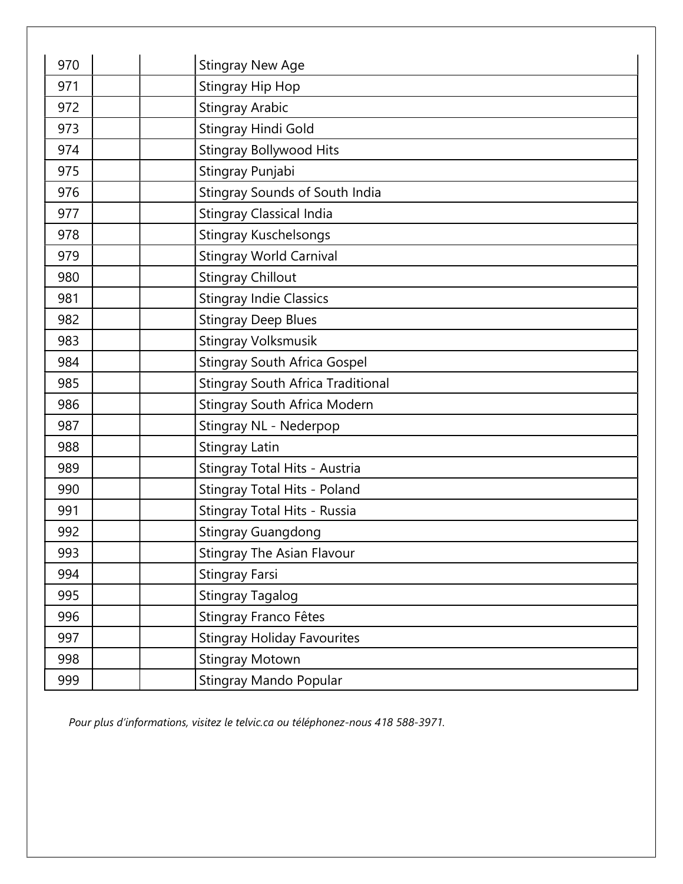| | | | |
|---|---|---|---|
| 970 | | | Stingray New Age |
| 971 | | | Stingray Hip Hop |
| 972 | | | Stingray Arabic |
| 973 | | | Stingray Hindi Gold |
| 974 | | | Stingray Bollywood Hits |
| 975 | | | Stingray Punjabi |
| 976 | | | Stingray Sounds of South India |
| 977 | | | Stingray Classical India |
| 978 | | | Stingray Kuschelsongs |
| 979 | | | Stingray World Carnival |
| 980 | | | Stingray Chillout |
| 981 | | | Stingray Indie Classics |
| 982 | | | Stingray Deep Blues |
| 983 | | | Stingray Volksmusik |
| 984 | | | Stingray South Africa Gospel |
| 985 | | | Stingray South Africa Traditional |
| 986 | | | Stingray South Africa Modern |
| 987 | | | Stingray NL - Nederpop |
| 988 | | | Stingray Latin |
| 989 | | | Stingray Total Hits - Austria |
| 990 | | | Stingray Total Hits - Poland |
| 991 | | | Stingray Total Hits - Russia |
| 992 | | | Stingray Guangdong |
| 993 | | | Stingray The Asian Flavour |
| 994 | | | Stingray Farsi |
| 995 | | | Stingray Tagalog |
| 996 | | | Stingray Franco Fêtes |
| 997 | | | Stingray Holiday Favourites |
| 998 | | | Stingray Motown |
| 999 | | | Stingray Mando Popular |

*Pour plus d'informations, visitez le telvic.ca ou téléphonez-nous 418 588-3971.*